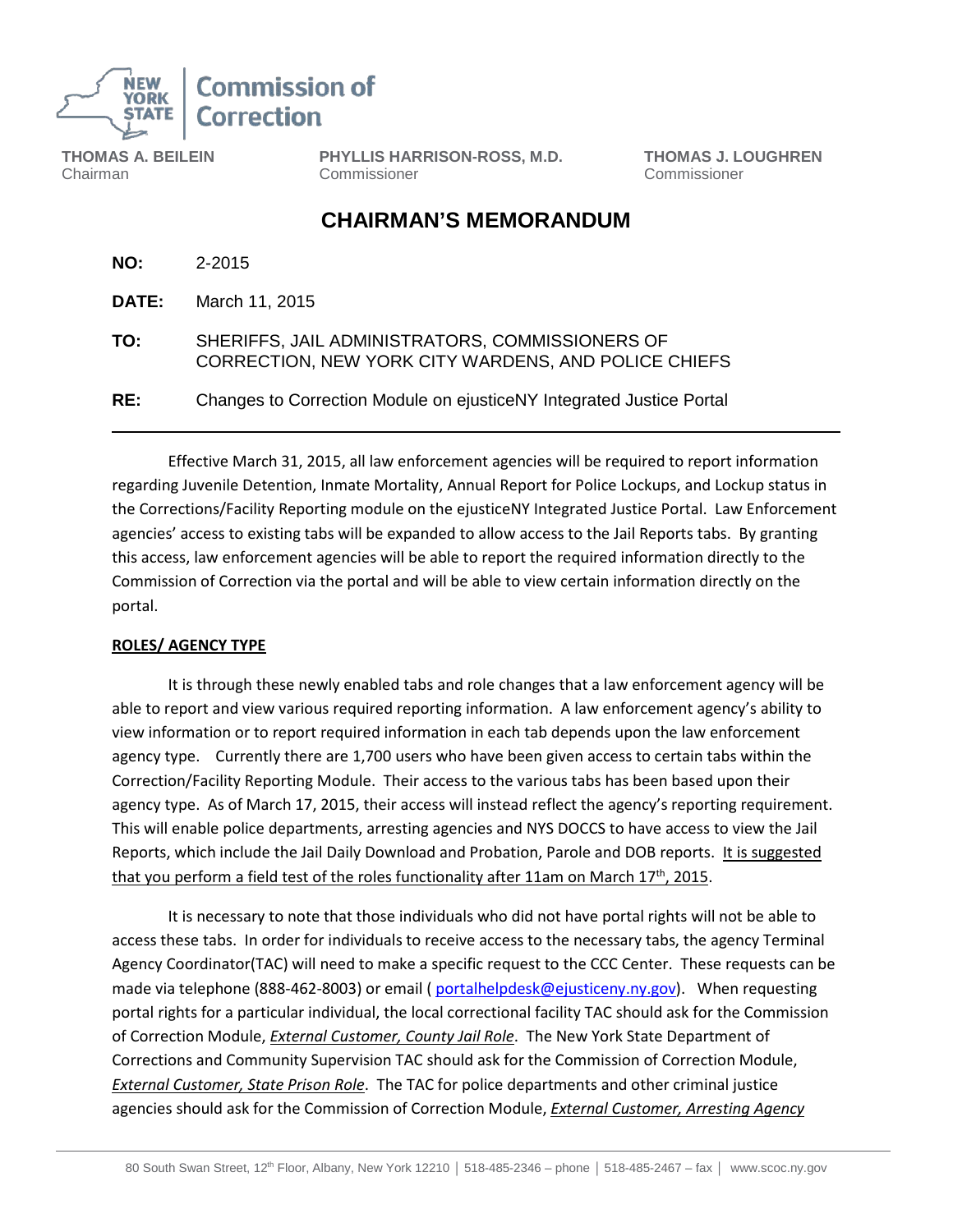**Commission of Correction**

**THOMAS A. BEILEIN**
Chairman

**PHYLLIS HARRISON-ROSS, M.D.**
Commissioner

**THOMAS J. LOUGHREN**
Commissioner

# CHAIRMAN'S MEMORANDUM

**NO:** 2-2015

**DATE:** March 11, 2015

**TO:** SHERIFFS, JAIL ADMINISTRATORS, COMMISSIONERS OF CORRECTION, NEW YORK CITY WARDENS, AND POLICE CHIEFS

**RE:** Changes to Correction Module on ejusticeNY Integrated Justice Portal

---

Effective March 31, 2015, all law enforcement agencies will be required to report information regarding Juvenile Detention, Inmate Mortality, Annual Report for Police Lockups, and Lockup status in the Corrections/Facility Reporting module on the ejusticeNY Integrated Justice Portal. Law Enforcement agencies' access to existing tabs will be expanded to allow access to the Jail Reports tabs. By granting this access, law enforcement agencies will be able to report the required information directly to the Commission of Correction via the portal and will be able to view certain information directly on the portal.

**ROLES/ AGENCY TYPE**

It is through these newly enabled tabs and role changes that a law enforcement agency will be able to report and view various required reporting information. A law enforcement agency's ability to view information or to report required information in each tab depends upon the law enforcement agency type. Currently there are 1,700 users who have been given access to certain tabs within the Correction/Facility Reporting Module. Their access to the various tabs has been based upon their agency type. As of March 17, 2015, their access will instead reflect the agency's reporting requirement. This will enable police departments, arresting agencies and NYS DOCCS to have access to view the Jail Reports, which include the Jail Daily Download and Probation, Parole and DOB reports. It is suggested that you perform a field test of the roles functionality after 11am on March 17th, 2015.

It is necessary to note that those individuals who did not have portal rights will not be able to access these tabs. In order for individuals to receive access to the necessary tabs, the agency Terminal Agency Coordinator(TAC) will need to make a specific request to the CCC Center. These requests can be made via telephone (888-462-8003) or email ( portalhelpdesk@ejusticeny.ny.gov). When requesting portal rights for a particular individual, the local correctional facility TAC should ask for the Commission of Correction Module, *External Customer, County Jail Role*. The New York State Department of Corrections and Community Supervision TAC should ask for the Commission of Correction Module, *External Customer, State Prison Role*. The TAC for police departments and other criminal justice agencies should ask for the Commission of Correction Module, *External Customer, Arresting Agency*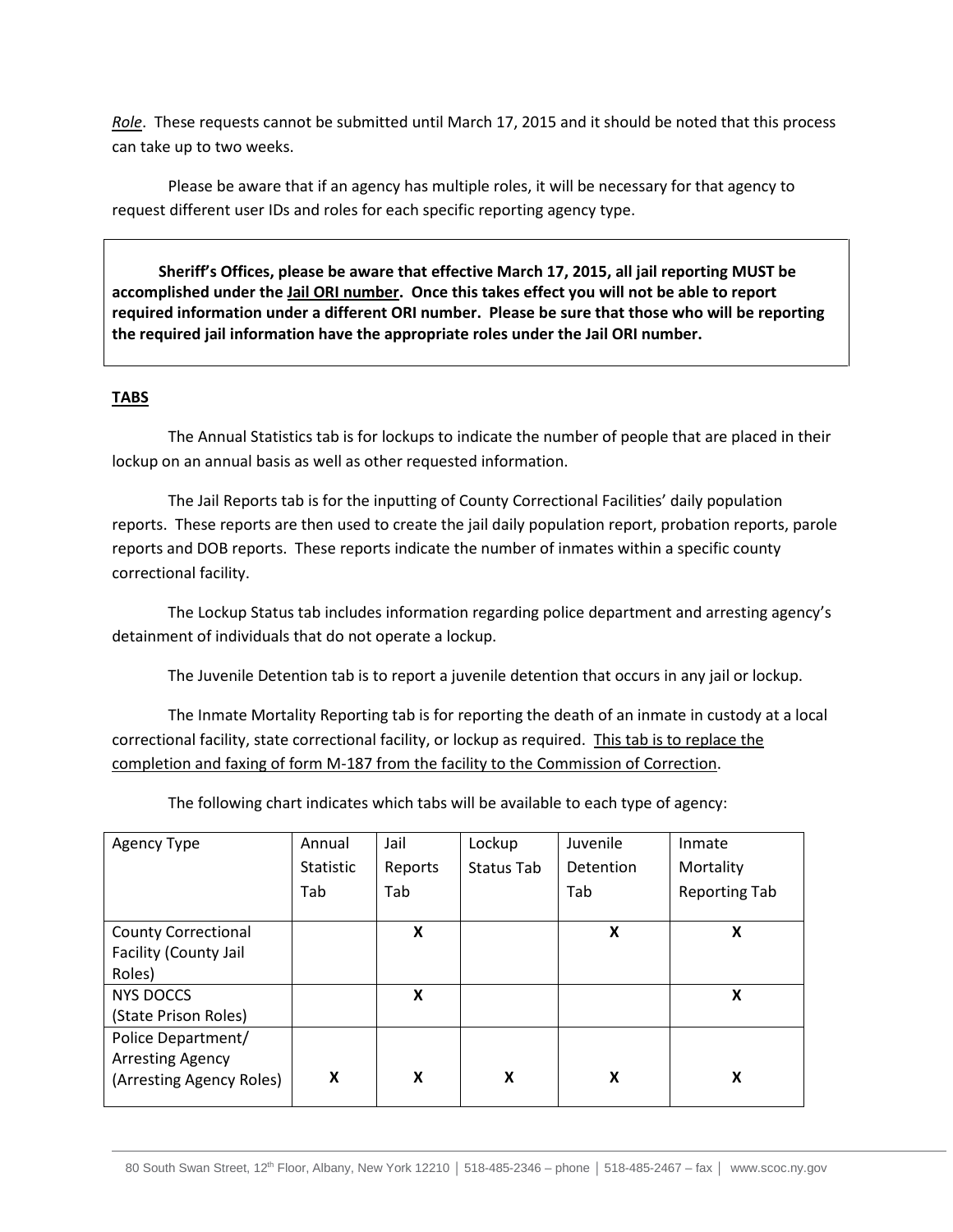*Role*. These requests cannot be submitted until March 17, 2015 and it should be noted that this process can take up to two weeks.

Please be aware that if an agency has multiple roles, it will be necessary for that agency to request different user IDs and roles for each specific reporting agency type.

**Sheriff's Offices, please be aware that effective March 17, 2015, all jail reporting MUST be accomplished under the <u>Jail ORI number</u>. Once this takes effect you will not be able to report required information under a different ORI number. Please be sure that those who will be reporting the required jail information have the appropriate roles under the Jail ORI number.**

## <u>TABS</u>

The Annual Statistics tab is for lockups to indicate the number of people that are placed in their lockup on an annual basis as well as other requested information.

The Jail Reports tab is for the inputting of County Correctional Facilities' daily population reports. These reports are then used to create the jail daily population report, probation reports, parole reports and DOB reports. These reports indicate the number of inmates within a specific county correctional facility.

The Lockup Status tab includes information regarding police department and arresting agency's detainment of individuals that do not operate a lockup.

The Juvenile Detention tab is to report a juvenile detention that occurs in any jail or lockup.

The Inmate Mortality Reporting tab is for reporting the death of an inmate in custody at a local correctional facility, state correctional facility, or lockup as required. <u>This tab is to replace the completion and faxing of form M-187 from the facility to the Commission of Correction</u>.

The following chart indicates which tabs will be available to each type of agency:

| Agency Type | Annual Statistic Tab | Jail Reports Tab | Lockup Status Tab | Juvenile Detention Tab | Inmate Mortality Reporting Tab |
|---|---|---|---|---|---|
| County Correctional Facility (County Jail Roles) | | **X** | | **X** | **X** |
| NYS DOCCS (State Prison Roles) | | **X** | | | **X** |
| Police Department/ Arresting Agency (Arresting Agency Roles) | **X** | **X** | **X** | **X** | **X** |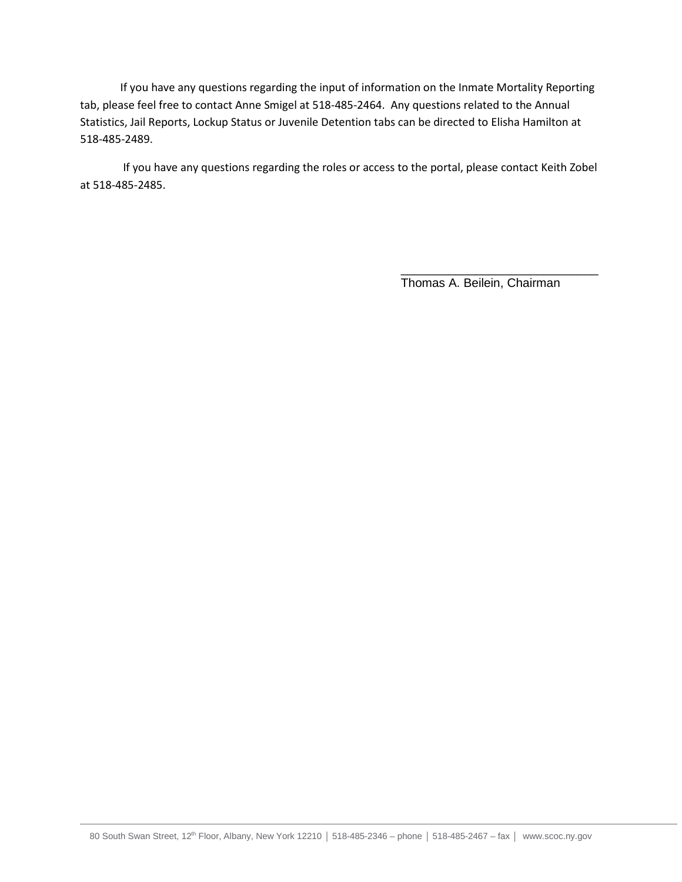If you have any questions regarding the input of information on the Inmate Mortality Reporting tab, please feel free to contact Anne Smigel at 518-485-2464. Any questions related to the Annual Statistics, Jail Reports, Lockup Status or Juvenile Detention tabs can be directed to Elisha Hamilton at 518-485-2489.

If you have any questions regarding the roles or access to the portal, please contact Keith Zobel at 518-485-2485.

\_\_\_\_\_\_\_\_\_\_\_\_\_\_\_\_\_\_\_\_\_\_\_\_\_\_\_\_\_\_\_\_

Thomas A. Beilein, Chairman